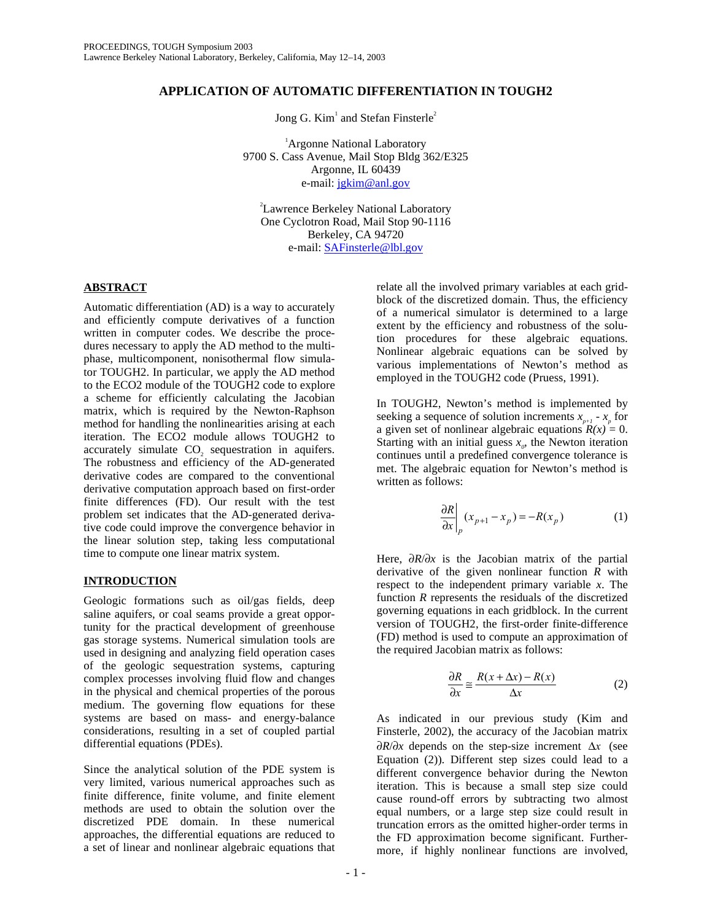# APPLICATION OF AUTOMATIC DIFFERENTIATION IN TOUGH2

Jong G. Kim[1] and Stefan Finsterle[2]

[1]Argonne National Laboratory
9700 S. Cass Avenue, Mail Stop Bldg 362/E325
Argonne, IL 60439
e-mail: jgkim@anl.gov

[2]Lawrence Berkeley National Laboratory
One Cyclotron Road, Mail Stop 90-1116
Berkeley, CA 94720
e-mail: SAFinsterle@lbl.gov

## ABSTRACT

Automatic differentiation (AD) is a way to accurately and efficiently compute derivatives of a function written in computer codes. We describe the procedures necessary to apply the AD method to the multiphase, multicomponent, nonisothermal flow simulator TOUGH2. In particular, we apply the AD method to the ECO2 module of the TOUGH2 code to explore a scheme for efficiently calculating the Jacobian matrix, which is required by the Newton-Raphson method for handling the nonlinearities arising at each iteration. The ECO2 module allows TOUGH2 to accurately simulate $CO_2$ sequestration in aquifers. The robustness and efficiency of the AD-generated derivative codes are compared to the conventional derivative computation approach based on first-order finite differences (FD). Our result with the test problem set indicates that the AD-generated derivative code could improve the convergence behavior in the linear solution step, taking less computational time to compute one linear matrix system.

## INTRODUCTION

Geologic formations such as oil/gas fields, deep saline aquifers, or coal seams provide a great opportunity for the practical development of greenhouse gas storage systems. Numerical simulation tools are used in designing and analyzing field operation cases of the geologic sequestration systems, capturing complex processes involving fluid flow and changes in the physical and chemical properties of the porous medium. The governing flow equations for these systems are based on mass- and energy-balance considerations, resulting in a set of coupled partial differential equations (PDEs).

Since the analytical solution of the PDE system is very limited, various numerical approaches such as finite difference, finite volume, and finite element methods are used to obtain the solution over the discretized PDE domain. In these numerical approaches, the differential equations are reduced to a set of linear and nonlinear algebraic equations that relate all the involved primary variables at each gridblock of the discretized domain. Thus, the efficiency of a numerical simulator is determined to a large extent by the efficiency and robustness of the solution procedures for these algebraic equations. Nonlinear algebraic equations can be solved by various implementations of Newton's method as employed in the TOUGH2 code (Pruess, 1991).

In TOUGH2, Newton's method is implemented by seeking a sequence of solution increments $x_{p+1}$ - $x_p$ for a given set of nonlinear algebraic equations $R(x) = 0$. Starting with an initial guess $x_0$, the Newton iteration continues until a predefined convergence tolerance is met. The algebraic equation for Newton's method is written as follows:

$$\left.\frac{\partial R}{\partial x}\right|_p (x_{p+1} - x_p) = -R(x_p) \qquad (1)$$

Here, $\partial R/\partial x$ is the Jacobian matrix of the partial derivative of the given nonlinear function $R$ with respect to the independent primary variable $x$. The function $R$ represents the residuals of the discretized governing equations in each gridblock. In the current version of TOUGH2, the first-order finite-difference (FD) method is used to compute an approximation of the required Jacobian matrix as follows:

$$\frac{\partial R}{\partial x} \cong \frac{R(x + \Delta x) - R(x)}{\Delta x} \qquad (2)$$

As indicated in our previous study (Kim and Finsterle, 2002), the accuracy of the Jacobian matrix $\partial R/\partial x$ depends on the step-size increment $\Delta x$ (see Equation (2)). Different step sizes could lead to a different convergence behavior during the Newton iteration. This is because a small step size could cause round-off errors by subtracting two almost equal numbers, or a large step size could result in truncation errors as the omitted higher-order terms in the FD approximation become significant. Furthermore, if highly nonlinear functions are involved,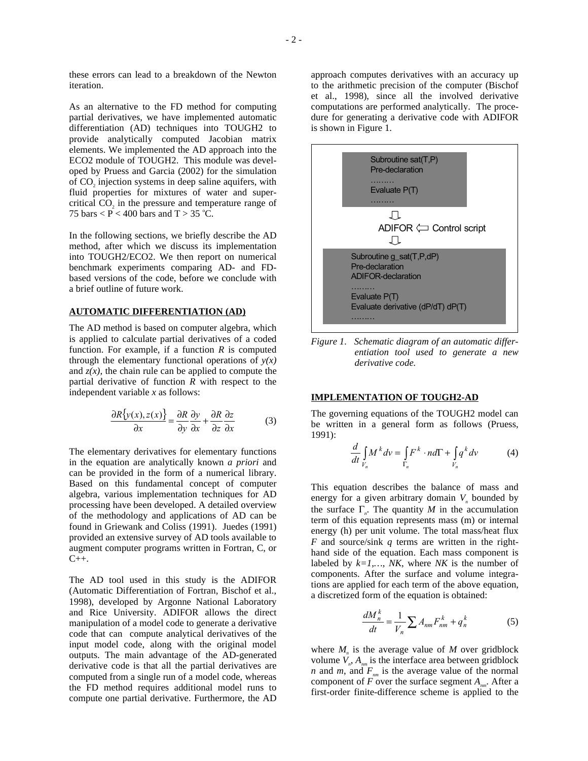these errors can lead to a breakdown of the Newton iteration.

As an alternative to the FD method for computing partial derivatives, we have implemented automatic differentiation (AD) techniques into TOUGH2 to provide analytically computed Jacobian matrix elements. We implemented the AD approach into the ECO2 module of TOUGH2. This module was developed by Pruess and Garcia (2002) for the simulation of $CO_2$ injection systems in deep saline aquifers, with fluid properties for mixtures of water and supercritical $CO_2$ in the pressure and temperature range of 75 bars < P < 400 bars and T > 35 °C.

In the following sections, we briefly describe the AD method, after which we discuss its implementation into TOUGH2/ECO2. We then report on numerical benchmark experiments comparing AD- and FD-based versions of the code, before we conclude with a brief outline of future work.

## AUTOMATIC DIFFERENTIATION (AD)

The AD method is based on computer algebra, which is applied to calculate partial derivatives of a coded function. For example, if a function $R$ is computed through the elementary functional operations of $y(x)$ and $z(x)$, the chain rule can be applied to compute the partial derivative of function $R$ with respect to the independent variable $x$ as follows:

$$\frac{\partial R\{y(x), z(x)\}}{\partial x} = \frac{\partial R}{\partial y}\frac{\partial y}{\partial x} + \frac{\partial R}{\partial z}\frac{\partial z}{\partial x} \qquad (3)$$

The elementary derivatives for elementary functions in the equation are analytically known *a priori* and can be provided in the form of a numerical library. Based on this fundamental concept of computer algebra, various implementation techniques for AD processing have been developed. A detailed overview of the methodology and applications of AD can be found in Griewank and Coliss (1991). Juedes (1991) provided an extensive survey of AD tools available to augment computer programs written in Fortran, C, or C++.

The AD tool used in this study is the ADIFOR (Automatic Differentiation of Fortran, Bischof et al., 1998), developed by Argonne National Laboratory and Rice University. ADIFOR allows the direct manipulation of a model code to generate a derivative code that can compute analytical derivatives of the input model code, along with the original model outputs. The main advantage of the AD-generated derivative code is that all the partial derivatives are computed from a single run of a model code, whereas the FD method requires additional model runs to compute one partial derivative. Furthermore, the AD approach computes derivatives with an accuracy up to the arithmetic precision of the computer (Bischof et al., 1998), since all the involved derivative computations are performed analytically. The procedure for generating a derivative code with ADIFOR is shown in Figure 1.

```
Subroutine sat(T,P)
Pre-declaration
.........
Evaluate P(T)
.........
        ⇩
ADIFOR ⇦ Control script
        ⇩
Subroutine g_sat(T,P,dP)
Pre-declaration
ADIFOR-declaration
.........
Evaluate P(T)
Evaluate derivative (dP/dT) dP(T)
.........
```

*Figure 1. Schematic diagram of an automatic differentiation tool used to generate a new derivative code.*

## IMPLEMENTATION OF TOUGH2-AD

The governing equations of the TOUGH2 model can be written in a general form as follows (Pruess, 1991):

$$\frac{d}{dt}\int_{V_n} M^k dv = \int_{\Gamma_n} F^k \cdot n d\Gamma + \int_{V_n} q^k dv \qquad (4)$$

This equation describes the balance of mass and energy for a given arbitrary domain $V_n$ bounded by the surface $\Gamma_n$. The quantity $M$ in the accumulation term of this equation represents mass (m) or internal energy (h) per unit volume. The total mass/heat flux $F$ and source/sink $q$ terms are written in the right-hand side of the equation. Each mass component is labeled by $k=1,\ldots, NK$, where $NK$ is the number of components. After the surface and volume integrations are applied for each term of the above equation, a discretized form of the equation is obtained:

$$\frac{dM_n^k}{dt} = \frac{1}{V_n}\sum A_{nm} F_{nm}^k + q_n^k \qquad (5)$$

where $M_n$ is the average value of $M$ over gridblock volume $V_n$, $A_{nm}$ is the interface area between gridblock $n$ and $m$, and $F_{nm}$ is the average value of the normal component of $F$ over the surface segment $A_{nm}$. After a first-order finite-difference scheme is applied to the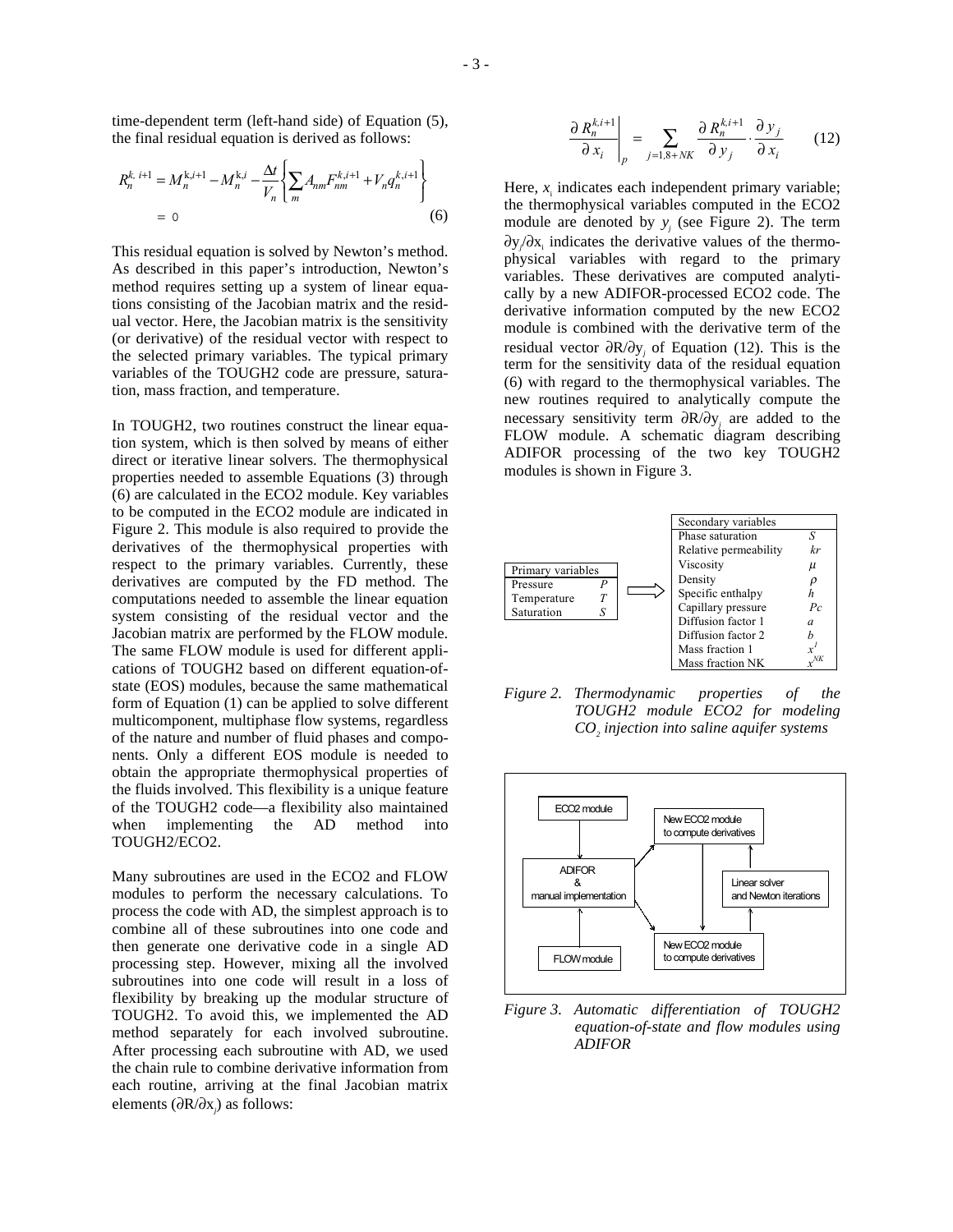time-dependent term (left-hand side) of Equation (5), the final residual equation is derived as follows:

$$R_n^{k,\,i+1} = M_n^{k,i+1} - M_n^{k,i} - \frac{\Delta t}{V_n}\left\{\sum_m A_{nm} F_{nm}^{k,i+1} + V_n q_n^{k,i+1}\right\} = 0 \tag{6}$$

This residual equation is solved by Newton's method. As described in this paper's introduction, Newton's method requires setting up a system of linear equations consisting of the Jacobian matrix and the residual vector. Here, the Jacobian matrix is the sensitivity (or derivative) of the residual vector with respect to the selected primary variables. The typical primary variables of the TOUGH2 code are pressure, saturation, mass fraction, and temperature.

In TOUGH2, two routines construct the linear equation system, which is then solved by means of either direct or iterative linear solvers. The thermophysical properties needed to assemble Equations (3) through (6) are calculated in the ECO2 module. Key variables to be computed in the ECO2 module are indicated in Figure 2. This module is also required to provide the derivatives of the thermophysical properties with respect to the primary variables. Currently, these derivatives are computed by the FD method. The computations needed to assemble the linear equation system consisting of the residual vector and the Jacobian matrix are performed by the FLOW module. The same FLOW module is used for different applications of TOUGH2 based on different equation-of-state (EOS) modules, because the same mathematical form of Equation (1) can be applied to solve different multicomponent, multiphase flow systems, regardless of the nature and number of fluid phases and components. Only a different EOS module is needed to obtain the appropriate thermophysical properties of the fluids involved. This flexibility is a unique feature of the TOUGH2 code—a flexibility also maintained when implementing the AD method into TOUGH2/ECO2.

Many subroutines are used in the ECO2 and FLOW modules to perform the necessary calculations. To process the code with AD, the simplest approach is to combine all of these subroutines into one code and then generate one derivative code in a single AD processing step. However, mixing all the involved subroutines into one code will result in a loss of flexibility by breaking up the modular structure of TOUGH2. To avoid this, we implemented the AD method separately for each involved subroutine. After processing each subroutine with AD, we used the chain rule to combine derivative information from each routine, arriving at the final Jacobian matrix elements ($\partial R/\partial x_j$) as follows:

$$\left.\frac{\partial R_n^{k,i+1}}{\partial x_i}\right|_p = \sum_{j=1,8+NK} \frac{\partial R_n^{k,i+1}}{\partial y_j}\cdot\frac{\partial y_j}{\partial x_i} \tag{12}$$

Here, $x_i$ indicates each independent primary variable; the thermophysical variables computed in the ECO2 module are denoted by $y_j$ (see Figure 2). The term $\partial y_j/\partial x_i$ indicates the derivative values of the thermophysical variables with regard to the primary variables. These derivatives are computed analytically by a new ADIFOR-processed ECO2 code. The derivative information computed by the new ECO2 module is combined with the derivative term of the residual vector $\partial R/\partial y_j$ of Equation (12). This is the term for the sensitivity data of the residual equation (6) with regard to the thermophysical variables. The new routines required to analytically compute the necessary sensitivity term $\partial R/\partial y_j$ are added to the FLOW module. A schematic diagram describing ADIFOR processing of the two key TOUGH2 modules is shown in Figure 3.

| Primary variables | |
|---|---|
| Pressure | $P$ |
| Temperature | $T$ |
| Saturation | $S$ |

⟹

| Secondary variables | |
|---|---|
| Phase saturation | $S$ |
| Relative permeability | $kr$ |
| Viscosity | $\mu$ |
| Density | $\rho$ |
| Specific enthalpy | $h$ |
| Capillary pressure | $Pc$ |
| Diffusion factor 1 | $a$ |
| Diffusion factor 2 | $b$ |
| Mass fraction 1 | $x^1$ |
| Mass fraction NK | $x^{NK}$ |

*Figure 2. Thermodynamic properties of the TOUGH2 module ECO2 for modeling $CO_2$ injection into saline aquifer systems*

ECO2 module → ADIFOR & manual implementation ← FLOW module

ADIFOR & manual implementation → New ECO2 module to compute derivatives; New ECO2 module to compute derivatives

Linear solver and Newton iterations

*Figure 3. Automatic differentiation of TOUGH2 equation-of-state and flow modules using ADIFOR*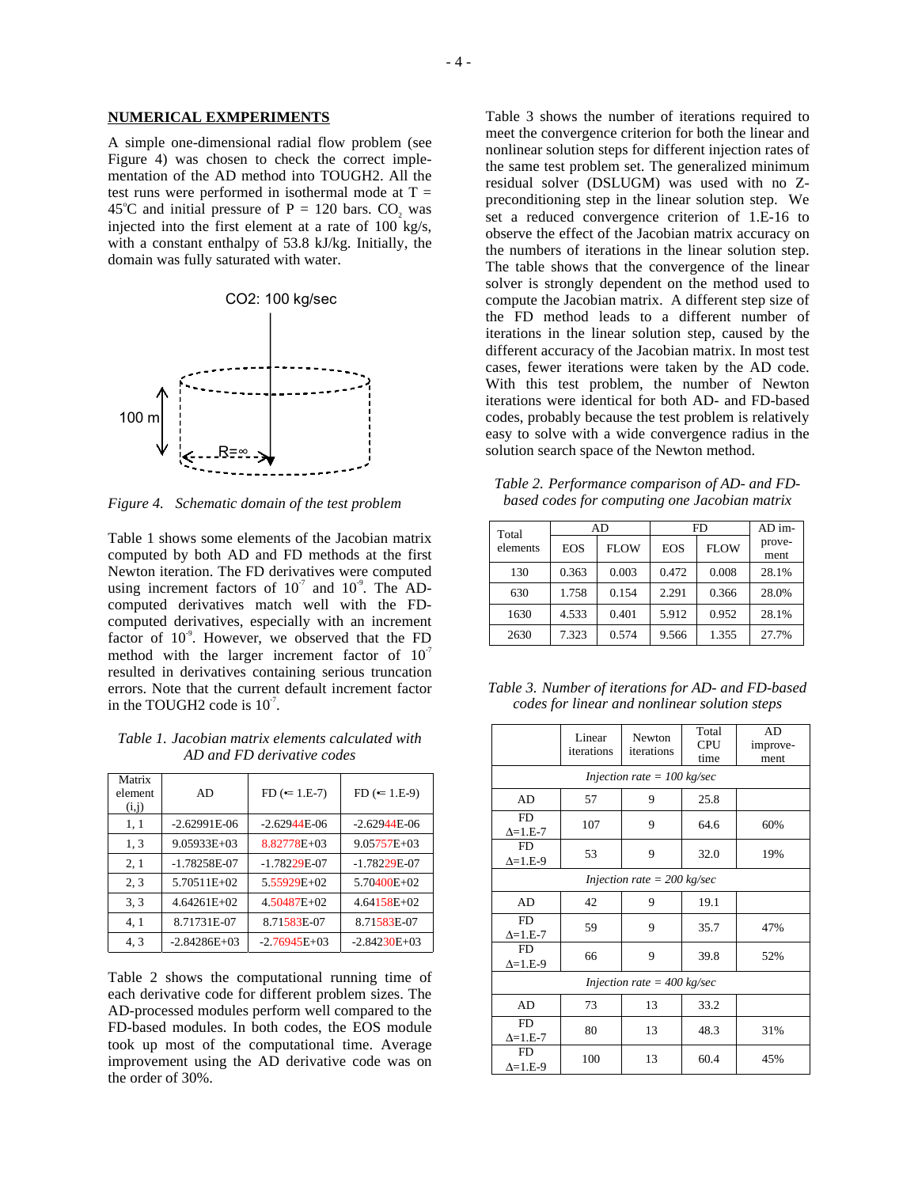## NUMERICAL EXMPERIMENTS

A simple one-dimensional radial flow problem (see Figure 4) was chosen to check the correct implementation of the AD method into TOUGH2. All the test runs were performed in isothermal mode at T = 45°C and initial pressure of P = 120 bars. $CO_2$ was injected into the first element at a rate of 100 kg/s, with a constant enthalpy of 53.8 kJ/kg. Initially, the domain was fully saturated with water.

*Figure 4. Schematic domain of the test problem*

Table 1 shows some elements of the Jacobian matrix computed by both AD and FD methods at the first Newton iteration. The FD derivatives were computed using increment factors of $10^{-7}$ and $10^{-9}$. The AD-computed derivatives match well with the FD-computed derivatives, especially with an increment factor of $10^{-9}$. However, we observed that the FD method with the larger increment factor of $10^{-7}$ resulted in derivatives containing serious truncation errors. Note that the current default increment factor in the TOUGH2 code is $10^{-7}$.

*Table 1. Jacobian matrix elements calculated with AD and FD derivative codes*

| Matrix element (i,j) | AD | FD (∊ = 1.E-7) | FD (∊ = 1.E-9) |
|---|---|---|---|
| 1, 1 | -2.62991E-06 | -2.62944E-06 | -2.62944E-06 |
| 1, 3 | 9.05933E+03 | 8.82778E+03 | 9.05757E+03 |
| 2, 1 | -1.78258E-07 | -1.78229E-07 | -1.78229E-07 |
| 2, 3 | 5.70511E+02 | 5.55929E+02 | 5.70400E+02 |
| 3, 3 | 4.64261E+02 | 4.50487E+02 | 4.64158E+02 |
| 4, 1 | 8.71731E-07 | 8.71583E-07 | 8.71583E-07 |
| 4, 3 | -2.84286E+03 | -2.76945E+03 | -2.84230E+03 |

Table 2 shows the computational running time of each derivative code for different problem sizes. The AD-processed modules perform well compared to the FD-based modules. In both codes, the EOS module took up most of the computational time. Average improvement using the AD derivative code was on the order of 30%.

Table 3 shows the number of iterations required to meet the convergence criterion for both the linear and nonlinear solution steps for different injection rates of the same test problem set. The generalized minimum residual solver (DSLUGM) was used with no Z-preconditioning step in the linear solution step. We set a reduced convergence criterion of 1.E-16 to observe the effect of the Jacobian matrix accuracy on the numbers of iterations in the linear solution step. The table shows that the convergence of the linear solver is strongly dependent on the method used to compute the Jacobian matrix. A different step size of the FD method leads to a different number of iterations in the linear solution step, caused by the different accuracy of the Jacobian matrix. In most test cases, fewer iterations were taken by the AD code. With this test problem, the number of Newton iterations were identical for both AD- and FD-based codes, probably because the test problem is relatively easy to solve with a wide convergence radius in the solution search space of the Newton method.

*Table 2. Performance comparison of AD- and FD-based codes for computing one Jacobian matrix*

| Total elements | AD | | FD | | AD improvement |
|---|---|---|---|---|---|
| | EOS | FLOW | EOS | FLOW | |
| 130 | 0.363 | 0.003 | 0.472 | 0.008 | 28.1% |
| 630 | 1.758 | 0.154 | 2.291 | 0.366 | 28.0% |
| 1630 | 4.533 | 0.401 | 5.912 | 0.952 | 28.1% |
| 2630 | 7.323 | 0.574 | 9.566 | 1.355 | 27.7% |

*Table 3. Number of iterations for AD- and FD-based codes for linear and nonlinear solution steps*

| | Linear iterations | Newton iterations | Total CPU time | AD improvement |
|---|---|---|---|---|
| *Injection rate = 100 kg/sec* | | | | |
| AD | 57 | 9 | 25.8 | |
| FD Δ=1.E-7 | 107 | 9 | 64.6 | 60% |
| FD Δ=1.E-9 | 53 | 9 | 32.0 | 19% |
| *Injection rate = 200 kg/sec* | | | | |
| AD | 42 | 9 | 19.1 | |
| FD Δ=1.E-7 | 59 | 9 | 35.7 | 47% |
| FD Δ=1.E-9 | 66 | 9 | 39.8 | 52% |
| *Injection rate = 400 kg/sec* | | | | |
| AD | 73 | 13 | 33.2 | |
| FD Δ=1.E-7 | 80 | 13 | 48.3 | 31% |
| FD Δ=1.E-9 | 100 | 13 | 60.4 | 45% |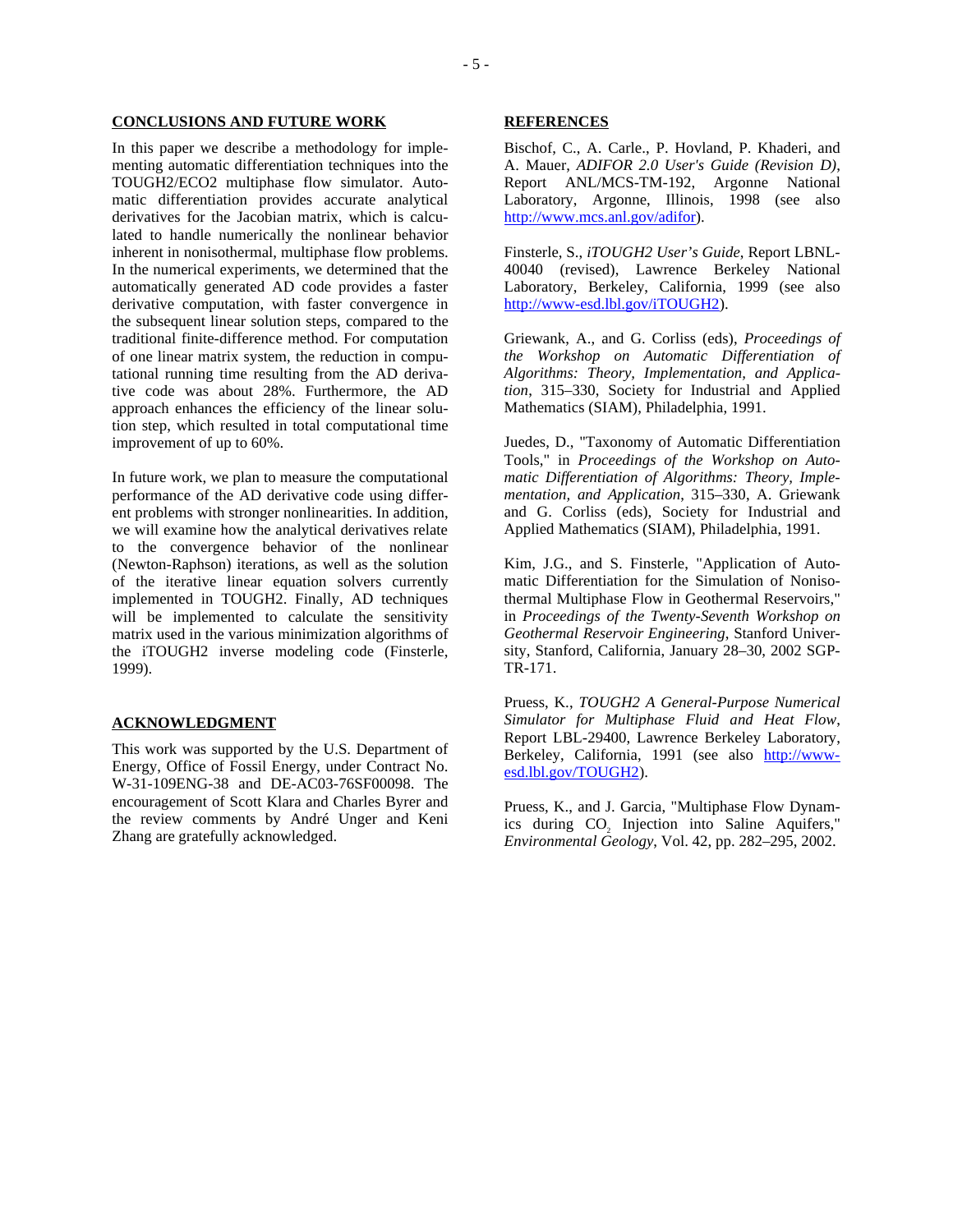## CONCLUSIONS AND FUTURE WORK

In this paper we describe a methodology for implementing automatic differentiation techniques into the TOUGH2/ECO2 multiphase flow simulator. Automatic differentiation provides accurate analytical derivatives for the Jacobian matrix, which is calculated to handle numerically the nonlinear behavior inherent in nonisothermal, multiphase flow problems. In the numerical experiments, we determined that the automatically generated AD code provides a faster derivative computation, with faster convergence in the subsequent linear solution steps, compared to the traditional finite-difference method. For computation of one linear matrix system, the reduction in computational running time resulting from the AD derivative code was about 28%. Furthermore, the AD approach enhances the efficiency of the linear solution step, which resulted in total computational time improvement of up to 60%.

In future work, we plan to measure the computational performance of the AD derivative code using different problems with stronger nonlinearities. In addition, we will examine how the analytical derivatives relate to the convergence behavior of the nonlinear (Newton-Raphson) iterations, as well as the solution of the iterative linear equation solvers currently implemented in TOUGH2. Finally, AD techniques will be implemented to calculate the sensitivity matrix used in the various minimization algorithms of the iTOUGH2 inverse modeling code (Finsterle, 1999).

## ACKNOWLEDGMENT

This work was supported by the U.S. Department of Energy, Office of Fossil Energy, under Contract No. W-31-109ENG-38 and DE-AC03-76SF00098. The encouragement of Scott Klara and Charles Byrer and the review comments by André Unger and Keni Zhang are gratefully acknowledged.

## REFERENCES

Bischof, C., A. Carle., P. Hovland, P. Khaderi, and A. Mauer, *ADIFOR 2.0 User's Guide (Revision D)*, Report ANL/MCS-TM-192, Argonne National Laboratory, Argonne, Illinois, 1998 (see also http://www.mcs.anl.gov/adifor).

Finsterle, S., *iTOUGH2 User's Guide*, Report LBNL-40040 (revised), Lawrence Berkeley National Laboratory, Berkeley, California, 1999 (see also http://www-esd.lbl.gov/iTOUGH2).

Griewank, A., and G. Corliss (eds), *Proceedings of the Workshop on Automatic Differentiation of Algorithms: Theory, Implementation, and Application*, 315–330, Society for Industrial and Applied Mathematics (SIAM), Philadelphia, 1991.

Juedes, D., "Taxonomy of Automatic Differentiation Tools," in *Proceedings of the Workshop on Automatic Differentiation of Algorithms: Theory, Implementation, and Application*, 315–330, A. Griewank and G. Corliss (eds), Society for Industrial and Applied Mathematics (SIAM), Philadelphia, 1991.

Kim, J.G., and S. Finsterle, "Application of Automatic Differentiation for the Simulation of Nonisothermal Multiphase Flow in Geothermal Reservoirs," in *Proceedings of the Twenty-Seventh Workshop on Geothermal Reservoir Engineering*, Stanford University, Stanford, California, January 28–30, 2002 SGP-TR-171.

Pruess, K., *TOUGH2 A General-Purpose Numerical Simulator for Multiphase Fluid and Heat Flow*, Report LBL-29400, Lawrence Berkeley Laboratory, Berkeley, California, 1991 (see also http://www-esd.lbl.gov/TOUGH2).

Pruess, K., and J. Garcia, "Multiphase Flow Dynamics during $CO_2$ Injection into Saline Aquifers," *Environmental Geology*, Vol. 42, pp. 282–295, 2002.